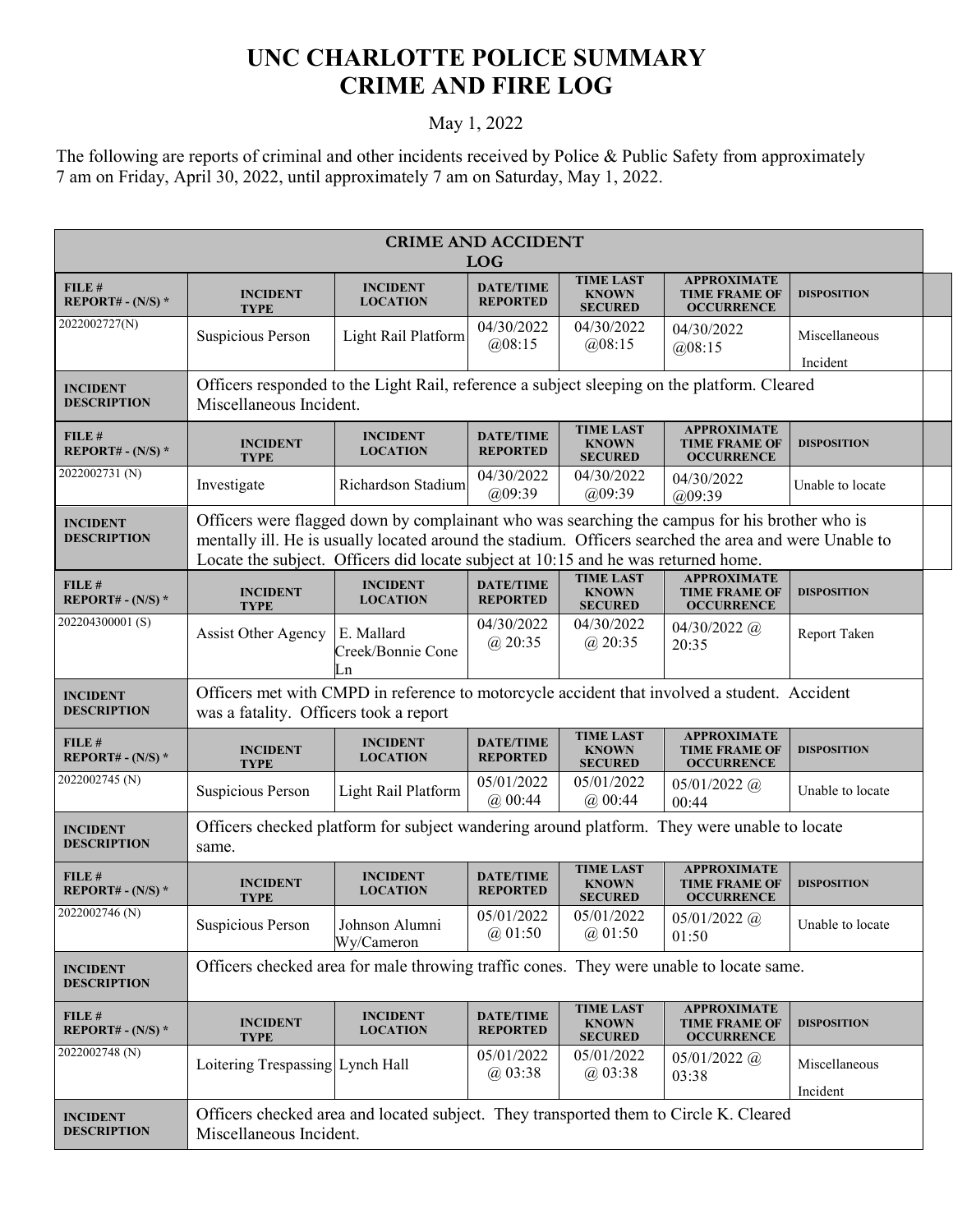# UNC CHARLOTTE POLICE SUMMARY
# CRIME AND FIRE LOG

May 1, 2022

The following are reports of criminal and other incidents received by Police & Public Safety from approximately 7 am on Friday, April 30, 2022, until approximately 7 am on Saturday, May 1, 2022.

**CRIME AND ACCIDENT LOG**

| FILE # REPORT# - (N/S) * | INCIDENT TYPE | INCIDENT LOCATION | DATE/TIME REPORTED | TIME LAST KNOWN SECURED | APPROXIMATE TIME FRAME OF OCCURRENCE | DISPOSITION |
|---|---|---|---|---|---|---|
| 2022002727(N) | Suspicious Person | Light Rail Platform | 04/30/2022 @08:15 | 04/30/2022 @08:15 | 04/30/2022 @08:15 | Miscellaneous Incident |
| **INCIDENT DESCRIPTION** | Officers responded to the Light Rail, reference a subject sleeping on the platform. Cleared Miscellaneous Incident. | | | | | |
| 2022002731 (N) | Investigate | Richardson Stadium | 04/30/2022 @09:39 | 04/30/2022 @09:39 | 04/30/2022 @09:39 | Unable to locate |
| **INCIDENT DESCRIPTION** | Officers were flagged down by complainant who was searching the campus for his brother who is mentally ill. He is usually located around the stadium. Officers searched the area and were Unable to Locate the subject. Officers did locate subject at 10:15 and he was returned home. | | | | | |
| 202204300001 (S) | Assist Other Agency | E. Mallard Creek/Bonnie Cone Ln | 04/30/2022 @ 20:35 | 04/30/2022 @ 20:35 | 04/30/2022 @ 20:35 | Report Taken |
| **INCIDENT DESCRIPTION** | Officers met with CMPD in reference to motorcycle accident that involved a student. Accident was a fatality. Officers took a report | | | | | |
| 2022002745 (N) | Suspicious Person | Light Rail Platform | 05/01/2022 @ 00:44 | 05/01/2022 @ 00:44 | 05/01/2022 @ 00:44 | Unable to locate |
| **INCIDENT DESCRIPTION** | Officers checked platform for subject wandering around platform. They were unable to locate same. | | | | | |
| 2022002746 (N) | Suspicious Person | Johnson Alumni Wy/Cameron | 05/01/2022 @ 01:50 | 05/01/2022 @ 01:50 | 05/01/2022 @ 01:50 | Unable to locate |
| **INCIDENT DESCRIPTION** | Officers checked area for male throwing traffic cones. They were unable to locate same. | | | | | |
| 2022002748 (N) | Loitering Trespassing | Lynch Hall | 05/01/2022 @ 03:38 | 05/01/2022 @ 03:38 | 05/01/2022 @ 03:38 | Miscellaneous Incident |
| **INCIDENT DESCRIPTION** | Officers checked area and located subject. They transported them to Circle K. Cleared Miscellaneous Incident. | | | | | |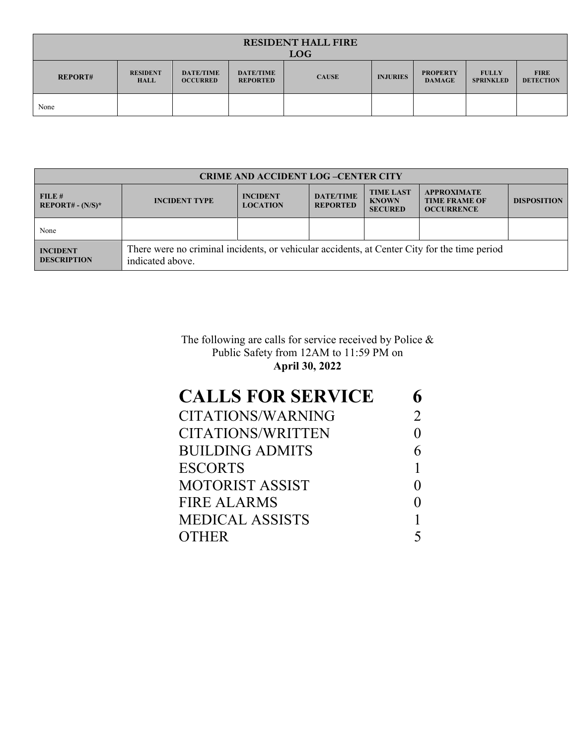| RESIDENT HALL FIRE LOG | | | | | | | | |
|---|---|---|---|---|---|---|---|---|
| **REPORT#** | **RESIDENT HALL** | **DATE/TIME OCCURRED** | **DATE/TIME REPORTED** | **CAUSE** | **INJURIES** | **PROPERTY DAMAGE** | **FULLY SPRINKLED** | **FIRE DETECTION** |
| None | | | | | | | | |

| CRIME AND ACCIDENT LOG –CENTER CITY | | | | | | |
|---|---|---|---|---|---|---|
| **FILE # REPORT# - (N/S)*** | **INCIDENT TYPE** | **INCIDENT LOCATION** | **DATE/TIME REPORTED** | **TIME LAST KNOWN SECURED** | **APPROXIMATE TIME FRAME OF OCCURRENCE** | **DISPOSITION** |
| None | | | | | | |
| **INCIDENT DESCRIPTION** | There were no criminal incidents, or vehicular accidents, at Center City for the time period indicated above. | | | | | |

The following are calls for service received by Police & Public Safety from 12AM to 11:59 PM on
**April 30, 2022**

| | |
|---|---|
| **CALLS FOR SERVICE** | **6** |
| CITATIONS/WARNING | 2 |
| CITATIONS/WRITTEN | 0 |
| BUILDING ADMITS | 6 |
| ESCORTS | 1 |
| MOTORIST ASSIST | 0 |
| FIRE ALARMS | 0 |
| MEDICAL ASSISTS | 1 |
| OTHER | 5 |